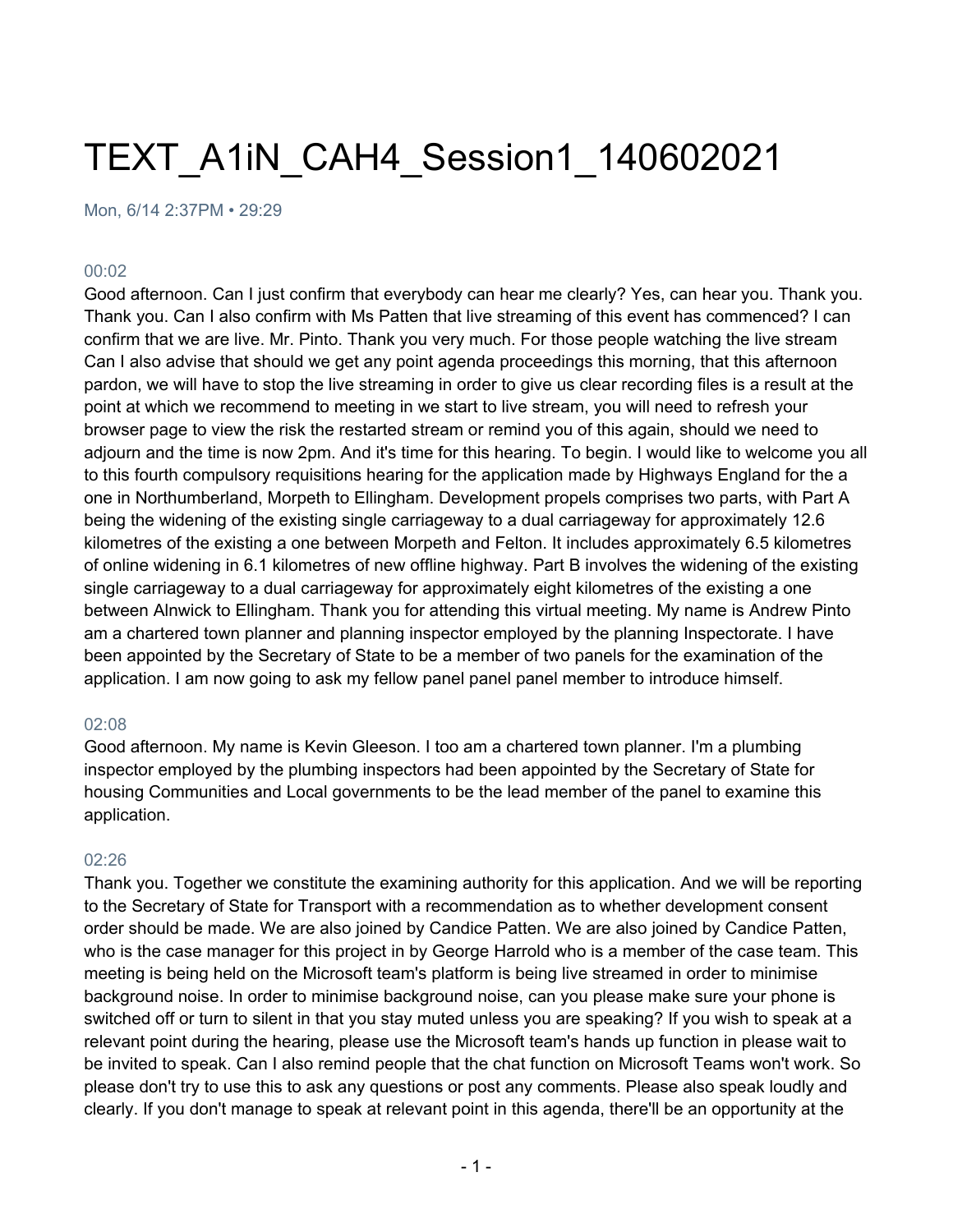# TEXT_A1iN_CAH4_Session1_140602021

Mon, 6/14 2:37PM • 29:29

00:02

Good afternoon. Can I just confirm that everybody can hear me clearly? Yes, can hear you. Thank you. Thank you. Can I also confirm with Ms Patten that live streaming of this event has commenced? I can confirm that we are live. Mr. Pinto. Thank you very much. For those people watching the live stream Can I also advise that should we get any point agenda proceedings this morning, that this afternoon pardon, we will have to stop the live streaming in order to give us clear recording files is a result at the point at which we recommend to meeting in we start to live stream, you will need to refresh your browser page to view the risk the restarted stream or remind you of this again, should we need to adjourn and the time is now 2pm. And it's time for this hearing. To begin. I would like to welcome you all to this fourth compulsory requisitions hearing for the application made by Highways England for the a one in Northumberland, Morpeth to Ellingham. Development propels comprises two parts, with Part A being the widening of the existing single carriageway to a dual carriageway for approximately 12.6 kilometres of the existing a one between Morpeth and Felton. It includes approximately 6.5 kilometres of online widening in 6.1 kilometres of new offline highway. Part B involves the widening of the existing single carriageway to a dual carriageway for approximately eight kilometres of the existing a one between Alnwick to Ellingham. Thank you for attending this virtual meeting. My name is Andrew Pinto am a chartered town planner and planning inspector employed by the planning Inspectorate. I have been appointed by the Secretary of State to be a member of two panels for the examination of the application. I am now going to ask my fellow panel panel panel member to introduce himself.

02:08

Good afternoon. My name is Kevin Gleeson. I too am a chartered town planner. I'm a plumbing inspector employed by the plumbing inspectors had been appointed by the Secretary of State for housing Communities and Local governments to be the lead member of the panel to examine this application.

02:26

Thank you. Together we constitute the examining authority for this application. And we will be reporting to the Secretary of State for Transport with a recommendation as to whether development consent order should be made. We are also joined by Candice Patten. We are also joined by Candice Patten, who is the case manager for this project in by George Harrold who is a member of the case team. This meeting is being held on the Microsoft team's platform is being live streamed in order to minimise background noise. In order to minimise background noise, can you please make sure your phone is switched off or turn to silent in that you stay muted unless you are speaking? If you wish to speak at a relevant point during the hearing, please use the Microsoft team's hands up function in please wait to be invited to speak. Can I also remind people that the chat function on Microsoft Teams won't work. So please don't try to use this to ask any questions or post any comments. Please also speak loudly and clearly. If you don't manage to speak at relevant point in this agenda, there'll be an opportunity at the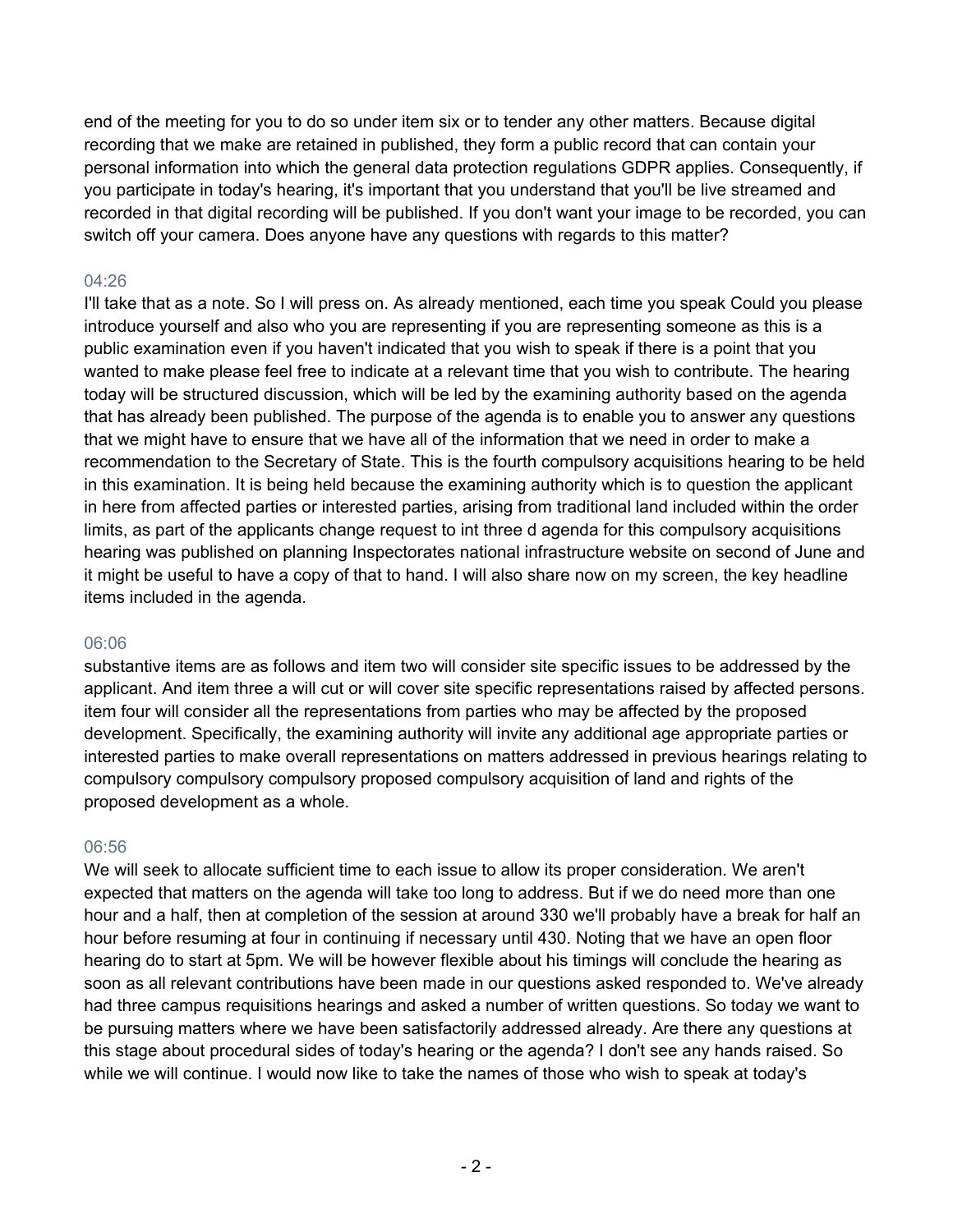end of the meeting for you to do so under item six or to tender any other matters. Because digital recording that we make are retained in published, they form a public record that can contain your personal information into which the general data protection regulations GDPR applies. Consequently, if you participate in today's hearing, it's important that you understand that you'll be live streamed and recorded in that digital recording will be published. If you don't want your image to be recorded, you can switch off your camera. Does anyone have any questions with regards to this matter?

04:26

I'll take that as a note. So I will press on. As already mentioned, each time you speak Could you please introduce yourself and also who you are representing if you are representing someone as this is a public examination even if you haven't indicated that you wish to speak if there is a point that you wanted to make please feel free to indicate at a relevant time that you wish to contribute. The hearing today will be structured discussion, which will be led by the examining authority based on the agenda that has already been published. The purpose of the agenda is to enable you to answer any questions that we might have to ensure that we have all of the information that we need in order to make a recommendation to the Secretary of State. This is the fourth compulsory acquisitions hearing to be held in this examination. It is being held because the examining authority which is to question the applicant in here from affected parties or interested parties, arising from traditional land included within the order limits, as part of the applicants change request to int three d agenda for this compulsory acquisitions hearing was published on planning Inspectorates national infrastructure website on second of June and it might be useful to have a copy of that to hand. I will also share now on my screen, the key headline items included in the agenda.

06:06

substantive items are as follows and item two will consider site specific issues to be addressed by the applicant. And item three a will cut or will cover site specific representations raised by affected persons. item four will consider all the representations from parties who may be affected by the proposed development. Specifically, the examining authority will invite any additional age appropriate parties or interested parties to make overall representations on matters addressed in previous hearings relating to compulsory compulsory compulsory proposed compulsory acquisition of land and rights of the proposed development as a whole.

06:56

We will seek to allocate sufficient time to each issue to allow its proper consideration. We aren't expected that matters on the agenda will take too long to address. But if we do need more than one hour and a half, then at completion of the session at around 330 we'll probably have a break for half an hour before resuming at four in continuing if necessary until 430. Noting that we have an open floor hearing do to start at 5pm. We will be however flexible about his timings will conclude the hearing as soon as all relevant contributions have been made in our questions asked responded to. We've already had three campus requisitions hearings and asked a number of written questions. So today we want to be pursuing matters where we have been satisfactorily addressed already. Are there any questions at this stage about procedural sides of today's hearing or the agenda? I don't see any hands raised. So while we will continue. I would now like to take the names of those who wish to speak at today's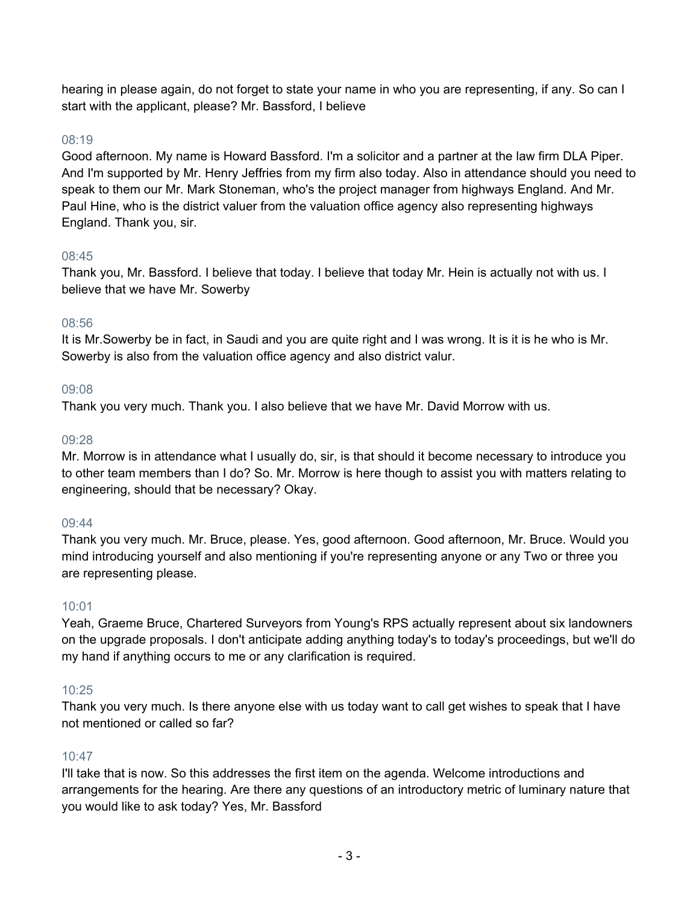hearing in please again, do not forget to state your name in who you are representing, if any. So can I start with the applicant, please? Mr. Bassford, I believe

08:19

Good afternoon. My name is Howard Bassford. I'm a solicitor and a partner at the law firm DLA Piper. And I'm supported by Mr. Henry Jeffries from my firm also today. Also in attendance should you need to speak to them our Mr. Mark Stoneman, who's the project manager from highways England. And Mr. Paul Hine, who is the district valuer from the valuation office agency also representing highways England. Thank you, sir.

08:45

Thank you, Mr. Bassford. I believe that today. I believe that today Mr. Hein is actually not with us. I believe that we have Mr. Sowerby

08:56

It is Mr.Sowerby be in fact, in Saudi and you are quite right and I was wrong. It is it is he who is Mr. Sowerby is also from the valuation office agency and also district valur.

09:08

Thank you very much. Thank you. I also believe that we have Mr. David Morrow with us.

09:28

Mr. Morrow is in attendance what I usually do, sir, is that should it become necessary to introduce you to other team members than I do? So. Mr. Morrow is here though to assist you with matters relating to engineering, should that be necessary? Okay.

09:44

Thank you very much. Mr. Bruce, please. Yes, good afternoon. Good afternoon, Mr. Bruce. Would you mind introducing yourself and also mentioning if you're representing anyone or any Two or three you are representing please.

10:01

Yeah, Graeme Bruce, Chartered Surveyors from Young's RPS actually represent about six landowners on the upgrade proposals. I don't anticipate adding anything today's to today's proceedings, but we'll do my hand if anything occurs to me or any clarification is required.

10:25

Thank you very much. Is there anyone else with us today want to call get wishes to speak that I have not mentioned or called so far?

10:47

I'll take that is now. So this addresses the first item on the agenda. Welcome introductions and arrangements for the hearing. Are there any questions of an introductory metric of luminary nature that you would like to ask today? Yes, Mr. Bassford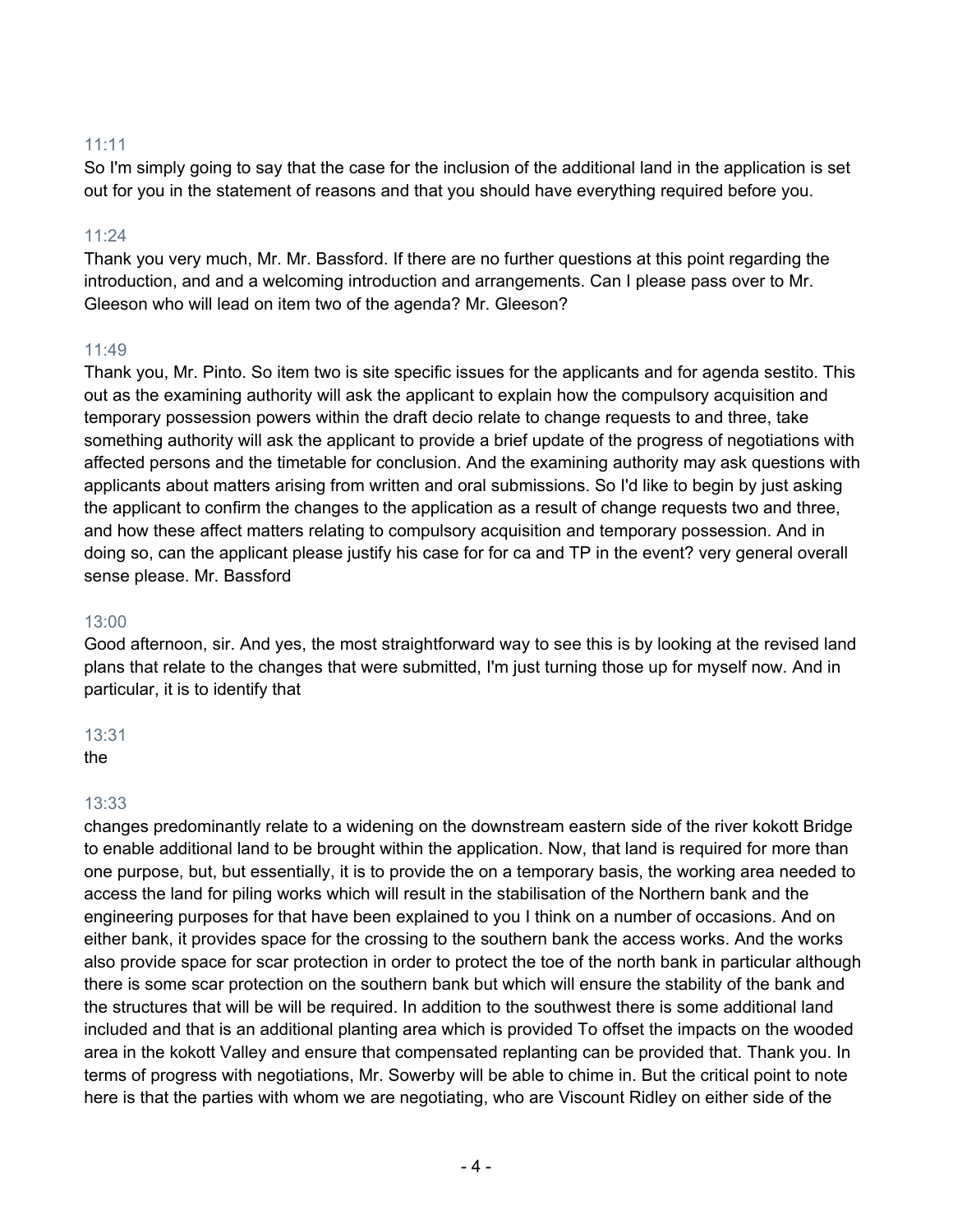11:11
So I'm simply going to say that the case for the inclusion of the additional land in the application is set out for you in the statement of reasons and that you should have everything required before you.

11:24
Thank you very much, Mr. Mr. Bassford. If there are no further questions at this point regarding the introduction, and and a welcoming introduction and arrangements. Can I please pass over to Mr. Gleeson who will lead on item two of the agenda? Mr. Gleeson?

11:49
Thank you, Mr. Pinto. So item two is site specific issues for the applicants and for agenda sestito. This out as the examining authority will ask the applicant to explain how the compulsory acquisition and temporary possession powers within the draft decio relate to change requests to and three, take something authority will ask the applicant to provide a brief update of the progress of negotiations with affected persons and the timetable for conclusion. And the examining authority may ask questions with applicants about matters arising from written and oral submissions. So I'd like to begin by just asking the applicant to confirm the changes to the application as a result of change requests two and three, and how these affect matters relating to compulsory acquisition and temporary possession. And in doing so, can the applicant please justify his case for for ca and TP in the event? very general overall sense please. Mr. Bassford

13:00
Good afternoon, sir. And yes, the most straightforward way to see this is by looking at the revised land plans that relate to the changes that were submitted, I'm just turning those up for myself now. And in particular, it is to identify that

13:31
the

13:33
changes predominantly relate to a widening on the downstream eastern side of the river kokott Bridge to enable additional land to be brought within the application. Now, that land is required for more than one purpose, but, but essentially, it is to provide the on a temporary basis, the working area needed to access the land for piling works which will result in the stabilisation of the Northern bank and the engineering purposes for that have been explained to you I think on a number of occasions. And on either bank, it provides space for the crossing to the southern bank the access works. And the works also provide space for scar protection in order to protect the toe of the north bank in particular although there is some scar protection on the southern bank but which will ensure the stability of the bank and the structures that will be will be required. In addition to the southwest there is some additional land included and that is an additional planting area which is provided To offset the impacts on the wooded area in the kokott Valley and ensure that compensated replanting can be provided that. Thank you. In terms of progress with negotiations, Mr. Sowerby will be able to chime in. But the critical point to note here is that the parties with whom we are negotiating, who are Viscount Ridley on either side of the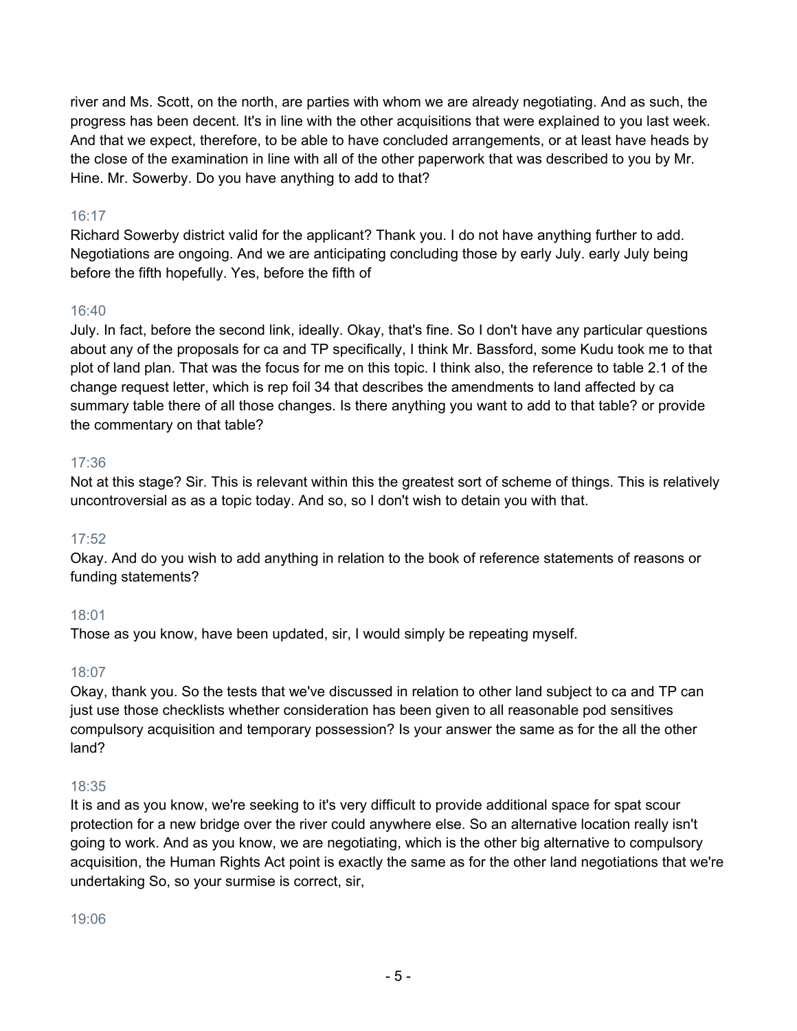river and Ms. Scott, on the north, are parties with whom we are already negotiating. And as such, the progress has been decent. It's in line with the other acquisitions that were explained to you last week. And that we expect, therefore, to be able to have concluded arrangements, or at least have heads by the close of the examination in line with all of the other paperwork that was described to you by Mr. Hine. Mr. Sowerby. Do you have anything to add to that?

16:17

Richard Sowerby district valid for the applicant? Thank you. I do not have anything further to add. Negotiations are ongoing. And we are anticipating concluding those by early July. early July being before the fifth hopefully. Yes, before the fifth of

16:40

July. In fact, before the second link, ideally. Okay, that's fine. So I don't have any particular questions about any of the proposals for ca and TP specifically, I think Mr. Bassford, some Kudu took me to that plot of land plan. That was the focus for me on this topic. I think also, the reference to table 2.1 of the change request letter, which is rep foil 34 that describes the amendments to land affected by ca summary table there of all those changes. Is there anything you want to add to that table? or provide the commentary on that table?

17:36

Not at this stage? Sir. This is relevant within this the greatest sort of scheme of things. This is relatively uncontroversial as as a topic today. And so, so I don't wish to detain you with that.

17:52

Okay. And do you wish to add anything in relation to the book of reference statements of reasons or funding statements?

18:01

Those as you know, have been updated, sir, I would simply be repeating myself.

18:07

Okay, thank you. So the tests that we've discussed in relation to other land subject to ca and TP can just use those checklists whether consideration has been given to all reasonable pod sensitives compulsory acquisition and temporary possession? Is your answer the same as for the all the other land?

18:35

It is and as you know, we're seeking to it's very difficult to provide additional space for spat scour protection for a new bridge over the river could anywhere else. So an alternative location really isn't going to work. And as you know, we are negotiating, which is the other big alternative to compulsory acquisition, the Human Rights Act point is exactly the same as for the other land negotiations that we're undertaking So, so your surmise is correct, sir,

19:06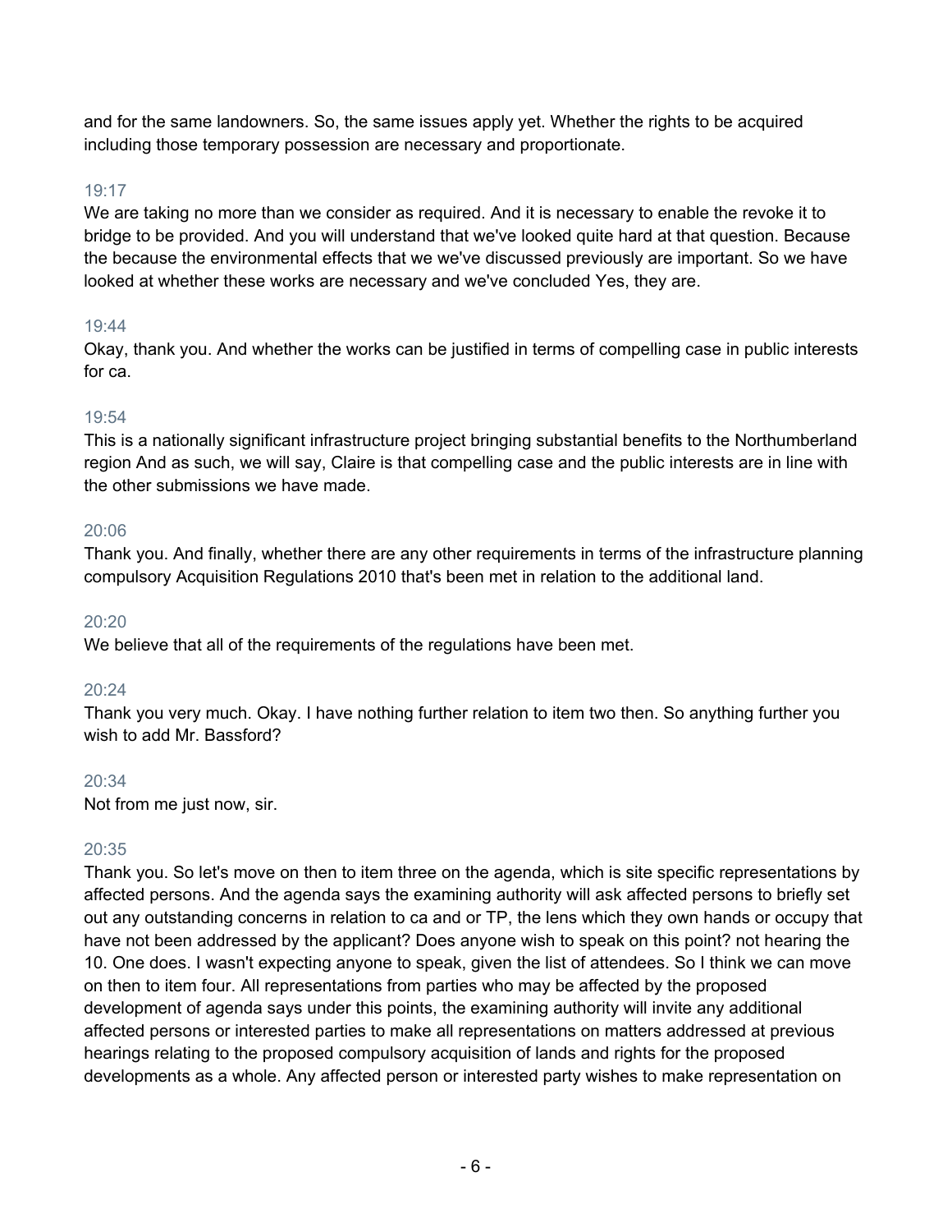and for the same landowners. So, the same issues apply yet. Whether the rights to be acquired including those temporary possession are necessary and proportionate.

19:17

We are taking no more than we consider as required. And it is necessary to enable the revoke it to bridge to be provided. And you will understand that we've looked quite hard at that question. Because the because the environmental effects that we we've discussed previously are important. So we have looked at whether these works are necessary and we've concluded Yes, they are.

19:44

Okay, thank you. And whether the works can be justified in terms of compelling case in public interests for ca.

19:54

This is a nationally significant infrastructure project bringing substantial benefits to the Northumberland region And as such, we will say, Claire is that compelling case and the public interests are in line with the other submissions we have made.

20:06

Thank you. And finally, whether there are any other requirements in terms of the infrastructure planning compulsory Acquisition Regulations 2010 that's been met in relation to the additional land.

20:20

We believe that all of the requirements of the regulations have been met.

20:24

Thank you very much. Okay. I have nothing further relation to item two then. So anything further you wish to add Mr. Bassford?

20:34

Not from me just now, sir.

20:35

Thank you. So let's move on then to item three on the agenda, which is site specific representations by affected persons. And the agenda says the examining authority will ask affected persons to briefly set out any outstanding concerns in relation to ca and or TP, the lens which they own hands or occupy that have not been addressed by the applicant? Does anyone wish to speak on this point? not hearing the 10. One does. I wasn't expecting anyone to speak, given the list of attendees. So I think we can move on then to item four. All representations from parties who may be affected by the proposed development of agenda says under this points, the examining authority will invite any additional affected persons or interested parties to make all representations on matters addressed at previous hearings relating to the proposed compulsory acquisition of lands and rights for the proposed developments as a whole. Any affected person or interested party wishes to make representation on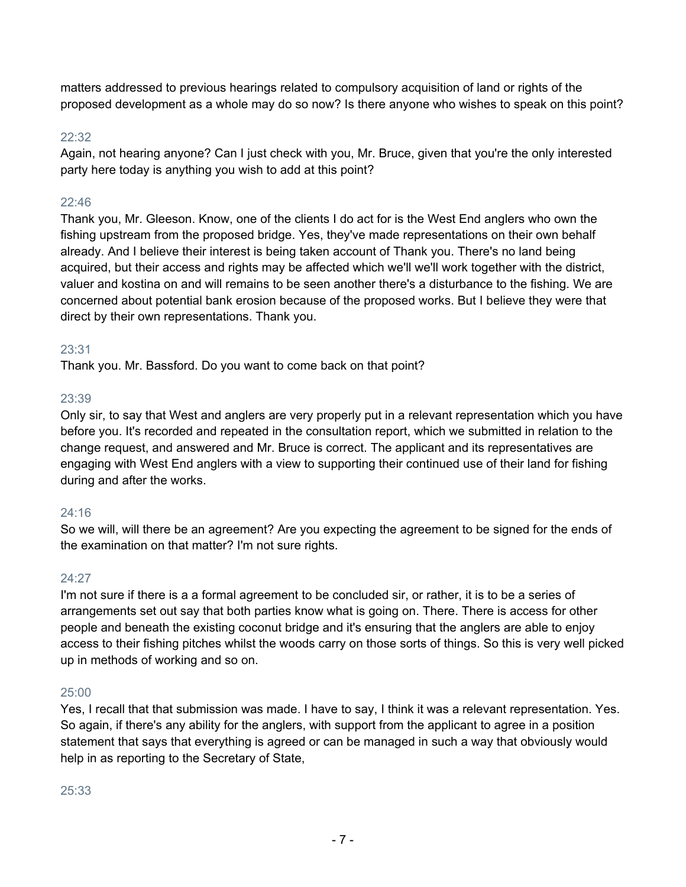matters addressed to previous hearings related to compulsory acquisition of land or rights of the proposed development as a whole may do so now? Is there anyone who wishes to speak on this point?

22:32

Again, not hearing anyone? Can I just check with you, Mr. Bruce, given that you're the only interested party here today is anything you wish to add at this point?

22:46

Thank you, Mr. Gleeson. Know, one of the clients I do act for is the West End anglers who own the fishing upstream from the proposed bridge. Yes, they've made representations on their own behalf already. And I believe their interest is being taken account of Thank you. There's no land being acquired, but their access and rights may be affected which we'll we'll work together with the district, valuer and kostina on and will remains to be seen another there's a disturbance to the fishing. We are concerned about potential bank erosion because of the proposed works. But I believe they were that direct by their own representations. Thank you.

23:31

Thank you. Mr. Bassford. Do you want to come back on that point?

23:39

Only sir, to say that West and anglers are very properly put in a relevant representation which you have before you. It's recorded and repeated in the consultation report, which we submitted in relation to the change request, and answered and Mr. Bruce is correct. The applicant and its representatives are engaging with West End anglers with a view to supporting their continued use of their land for fishing during and after the works.

24:16

So we will, will there be an agreement? Are you expecting the agreement to be signed for the ends of the examination on that matter? I'm not sure rights.

24:27

I'm not sure if there is a a formal agreement to be concluded sir, or rather, it is to be a series of arrangements set out say that both parties know what is going on. There. There is access for other people and beneath the existing coconut bridge and it's ensuring that the anglers are able to enjoy access to their fishing pitches whilst the woods carry on those sorts of things. So this is very well picked up in methods of working and so on.

25:00

Yes, I recall that that submission was made. I have to say, I think it was a relevant representation. Yes. So again, if there's any ability for the anglers, with support from the applicant to agree in a position statement that says that everything is agreed or can be managed in such a way that obviously would help in as reporting to the Secretary of State,

25:33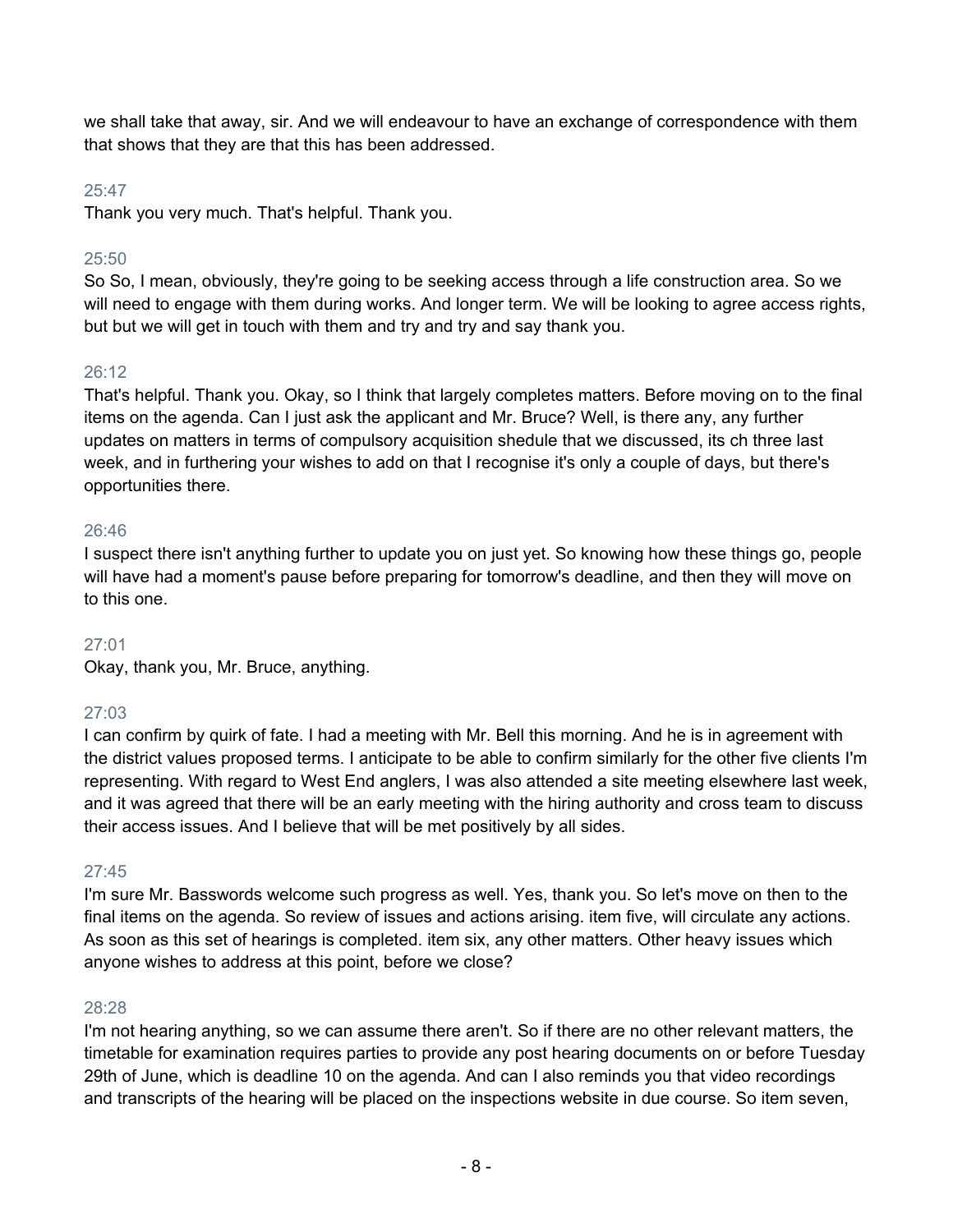we shall take that away, sir. And we will endeavour to have an exchange of correspondence with them that shows that they are that this has been addressed.

25:47

Thank you very much. That's helpful. Thank you.

25:50

So So, I mean, obviously, they're going to be seeking access through a life construction area. So we will need to engage with them during works. And longer term. We will be looking to agree access rights, but but we will get in touch with them and try and try and say thank you.

26:12

That's helpful. Thank you. Okay, so I think that largely completes matters. Before moving on to the final items on the agenda. Can I just ask the applicant and Mr. Bruce? Well, is there any, any further updates on matters in terms of compulsory acquisition shedule that we discussed, its ch three last week, and in furthering your wishes to add on that I recognise it's only a couple of days, but there's opportunities there.

26:46

I suspect there isn't anything further to update you on just yet. So knowing how these things go, people will have had a moment's pause before preparing for tomorrow's deadline, and then they will move on to this one.

27:01

Okay, thank you, Mr. Bruce, anything.

27:03

I can confirm by quirk of fate. I had a meeting with Mr. Bell this morning. And he is in agreement with the district values proposed terms. I anticipate to be able to confirm similarly for the other five clients I'm representing. With regard to West End anglers, I was also attended a site meeting elsewhere last week, and it was agreed that there will be an early meeting with the hiring authority and cross team to discuss their access issues. And I believe that will be met positively by all sides.

27:45

I'm sure Mr. Basswords welcome such progress as well. Yes, thank you. So let's move on then to the final items on the agenda. So review of issues and actions arising. item five, will circulate any actions. As soon as this set of hearings is completed. item six, any other matters. Other heavy issues which anyone wishes to address at this point, before we close?

28:28

I'm not hearing anything, so we can assume there aren't. So if there are no other relevant matters, the timetable for examination requires parties to provide any post hearing documents on or before Tuesday 29th of June, which is deadline 10 on the agenda. And can I also reminds you that video recordings and transcripts of the hearing will be placed on the inspections website in due course. So item seven,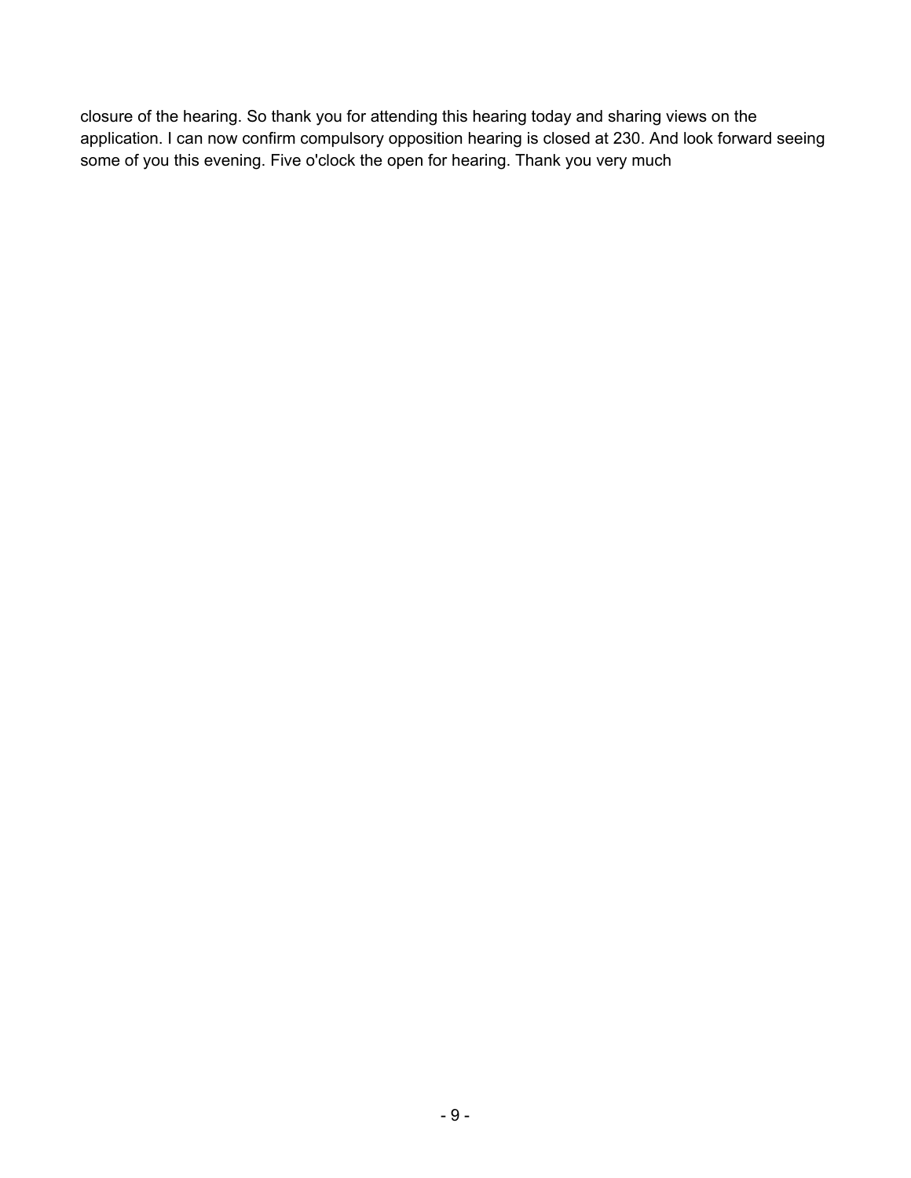closure of the hearing. So thank you for attending this hearing today and sharing views on the application. I can now confirm compulsory opposition hearing is closed at 230. And look forward seeing some of you this evening. Five o'clock the open for hearing. Thank you very much